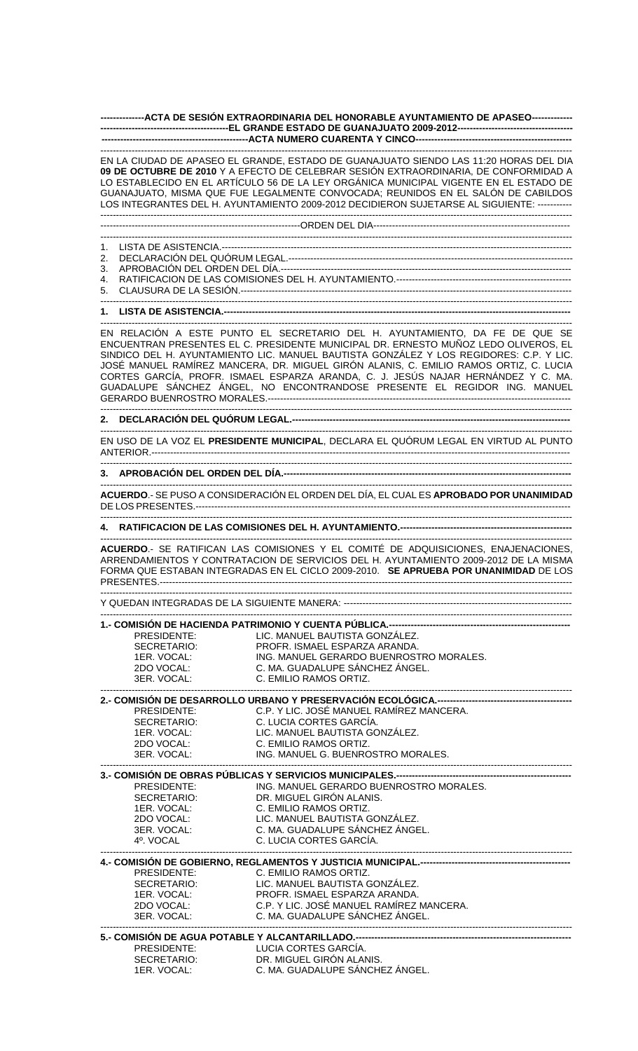**--------------ACTA DE SESIÓN EXTRAORDINARIA DEL HONORABLE AYUNTAMIENTO DE APASEO-------------**
**-----------------------------------------EL GRANDE ESTADO DE GUANAJUATO 2009-2012------------------------------------**
**-----------------------------------------------ACTA NUMERO CUARENTA Y CINCO--------------------------------------------**

EN LA CIUDAD DE APASEO EL GRANDE, ESTADO DE GUANAJUATO SIENDO LAS 11:20 HORAS DEL DIA **09 DE OCTUBRE DE 2010** Y A EFECTO DE CELEBRAR SESIÓN EXTRAORDINARIA, DE CONFORMIDAD A LO ESTABLECIDO EN EL ARTÍCULO 56 DE LA LEY ORGÁNICA MUNICIPAL VIGENTE EN EL ESTADO DE GUANAJUATO, MISMA QUE FUE LEGALMENTE CONVOCADA; REUNIDOS EN EL SALÓN DE CABILDOS LOS INTEGRANTES DEL H. AYUNTAMIENTO 2009-2012 DECIDIERON SUJETARSE AL SIGUIENTE: -----------

------------------------------------------------------------------ORDEN DEL DIA------------------------------------------------------------------

1. LISTA DE ASISTENCIA.----------------------------------------------------------------------------------------------------------------
2. DECLARACIÓN DEL QUÓRUM LEGAL.---------------------------------------------------------------------------------------------
3. APROBACIÓN DEL ORDEN DEL DÍA.-----------------------------------------------------------------------------------------------
4. RATIFICACION DE LAS COMISIONES DEL H. AYUNTAMIENTO.-------------------------------------------------------------
5. CLAUSURA DE LA SESIÓN.-------------------------------------------------------------------------------------------------------------

**1. LISTA DE ASISTENCIA.----------------------------------------------------------------------------------------------------------------**

EN RELACIÓN A ESTE PUNTO EL SECRETARIO DEL H. AYUNTAMIENTO, DA FE DE QUE SE ENCUENTRAN PRESENTES EL C. PRESIDENTE MUNICIPAL DR. ERNESTO MUÑOZ LEDO OLIVEROS, EL SINDICO DEL H. AYUNTAMIENTO LIC. MANUEL BAUTISTA GONZÁLEZ Y LOS REGIDORES: C.P. Y LIC. JOSÉ MANUEL RAMÍREZ MANCERA, DR. MIGUEL GIRÓN ALANIS, C. EMILIO RAMOS ORTIZ, C. LUCIA CORTES GARCÍA, PROFR. ISMAEL ESPARZA ARANDA, C. J. JESÚS NAJAR HERNÁNDEZ Y C. MA. GUADALUPE SÁNCHEZ ÁNGEL, NO ENCONTRANDOSE PRESENTE EL REGIDOR ING. MANUEL GERARDO BUENROSTRO MORALES.-------------------------------------------------------------------------------------------------

**2. DECLARACIÓN DEL QUÓRUM LEGAL.---------------------------------------------------------------------------------------------**

EN USO DE LA VOZ EL **PRESIDENTE MUNICIPAL**, DECLARA EL QUÓRUM LEGAL EN VIRTUD AL PUNTO ANTERIOR.-----------------------------------------------------------------------------------------------------------------------------

**3. APROBACIÓN DEL ORDEN DEL DÍA.-----------------------------------------------------------------------------------------------**

**ACUERDO**.- SE PUSO A CONSIDERACIÓN EL ORDEN DEL DÍA, EL CUAL ES **APROBADO POR UNANIMIDAD** DE LOS PRESENTES.------------------------------------------------------------------------------------------------------------------------

**4. RATIFICACION DE LAS COMISIONES DEL H. AYUNTAMIENTO.-------------------------------------------------------------**

**ACUERDO**.- SE RATIFICAN LAS COMISIONES Y EL COMITÉ DE ADQUISICIONES, ENAJENACIONES, ARRENDAMIENTOS Y CONTRATACION DE SERVICIOS DEL H. AYUNTAMIENTO 2009-2012 DE LA MISMA FORMA QUE ESTABAN INTEGRADAS EN EL CICLO 2009-2010. **SE APRUEBA POR UNANIMIDAD** DE LOS PRESENTES.------------------------------------------------------------------------------------------------------------------------------

Y QUEDAN INTEGRADAS DE LA SIGUIENTE MANERA: ------------------------------------------------------------------------------

**1.- COMISIÓN DE HACIENDA PATRIMONIO Y CUENTA PÚBLICA.------------------------------------------------------------**

| | |
|---|---|
| PRESIDENTE: | LIC. MANUEL BAUTISTA GONZÁLEZ. |
| SECRETARIO: | PROFR. ISMAEL ESPARZA ARANDA. |
| 1ER. VOCAL: | ING. MANUEL GERARDO BUENROSTRO MORALES. |
| 2DO VOCAL: | C. MA. GUADALUPE SÁNCHEZ ÁNGEL. |
| 3ER. VOCAL: | C. EMILIO RAMOS ORTIZ. |

**2.- COMISIÓN DE DESARROLLO URBANO Y PRESERVACIÓN ECOLÓGICA.------------------------------------------**

| | |
|---|---|
| PRESIDENTE: | C.P. Y LIC. JOSÉ MANUEL RAMÍREZ MANCERA. |
| SECRETARIO: | C. LUCIA CORTES GARCÍA. |
| 1ER. VOCAL: | LIC. MANUEL BAUTISTA GONZÁLEZ. |
| 2DO VOCAL: | C. EMILIO RAMOS ORTIZ. |
| 3ER. VOCAL: | ING. MANUEL G. BUENROSTRO MORALES. |

**3.- COMISIÓN DE OBRAS PÚBLICAS Y SERVICIOS MUNICIPALES.-------------------------------------------------------**

| | |
|---|---|
| PRESIDENTE: | ING. MANUEL GERARDO BUENROSTRO MORALES. |
| SECRETARIO: | DR. MIGUEL GIRÓN ALANIS. |
| 1ER. VOCAL: | C. EMILIO RAMOS ORTIZ. |
| 2DO VOCAL: | LIC. MANUEL BAUTISTA GONZÁLEZ. |
| 3ER. VOCAL: | C. MA. GUADALUPE SÁNCHEZ ÁNGEL. |
| 4º. VOCAL | C. LUCIA CORTES GARCÍA. |

**4.- COMISIÓN DE GOBIERNO, REGLAMENTOS Y JUSTICIA MUNICIPAL.-----------------------------------------------**

| | |
|---|---|
| PRESIDENTE: | C. EMILIO RAMOS ORTIZ. |
| SECRETARIO: | LIC. MANUEL BAUTISTA GONZÁLEZ. |
| 1ER. VOCAL: | PROFR. ISMAEL ESPARZA ARANDA. |
| 2DO VOCAL: | C.P. Y LIC. JOSÉ MANUEL RAMÍREZ MANCERA. |
| 3ER. VOCAL: | C. MA. GUADALUPE SÁNCHEZ ÁNGEL. |

**5.- COMISIÓN DE AGUA POTABLE Y ALCANTARILLADO.--------------------------------------------------------------------**

| | |
|---|---|
| PRESIDENTE: | LUCIA CORTES GARCÍA. |
| SECRETARIO: | DR. MIGUEL GIRÓN ALANIS. |
| 1ER. VOCAL: | C. MA. GUADALUPE SÁNCHEZ ÁNGEL. |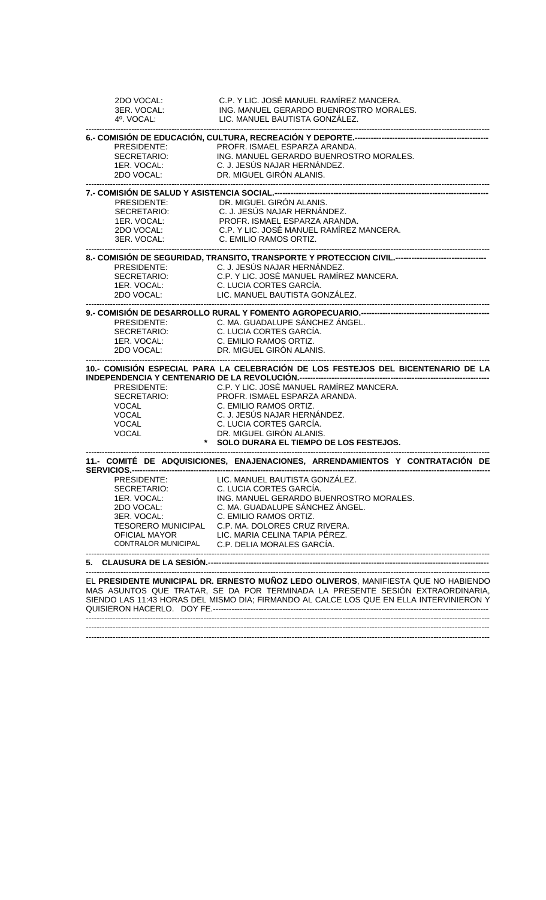| | |
|---|---|
| 2DO VOCAL: | C.P. Y LIC. JOSÉ MANUEL RAMÍREZ MANCERA. |
| 3ER. VOCAL: | ING. MANUEL GERARDO BUENROSTRO MORALES. |
| 4º. VOCAL: | LIC. MANUEL BAUTISTA GONZÁLEZ. |

---

**6.- COMISIÓN DE EDUCACIÓN, CULTURA, RECREACIÓN Y DEPORTE.**---

| | |
|---|---|
| PRESIDENTE: | PROFR. ISMAEL ESPARZA ARANDA. |
| SECRETARIO: | ING. MANUEL GERARDO BUENROSTRO MORALES. |
| 1ER. VOCAL: | C. J. JESÚS NAJAR HERNÁNDEZ. |
| 2DO VOCAL: | DR. MIGUEL GIRÓN ALANIS. |

---

**7.- COMISIÓN DE SALUD Y ASISTENCIA SOCIAL.**---

| | |
|---|---|
| PRESIDENTE: | DR. MIGUEL GIRÓN ALANIS. |
| SECRETARIO: | C. J. JESÚS NAJAR HERNÁNDEZ. |
| 1ER. VOCAL: | PROFR. ISMAEL ESPARZA ARANDA. |
| 2DO VOCAL: | C.P. Y LIC. JOSÉ MANUEL RAMÍREZ MANCERA. |
| 3ER. VOCAL: | C. EMILIO RAMOS ORTIZ. |

---

**8.- COMISIÓN DE SEGURIDAD, TRANSITO, TRANSPORTE Y PROTECCION CIVIL.**---

| | |
|---|---|
| PRESIDENTE: | C. J. JESÚS NAJAR HERNÁNDEZ. |
| SECRETARIO: | C.P. Y LIC. JOSÉ MANUEL RAMÍREZ MANCERA. |
| 1ER. VOCAL: | C. LUCIA CORTES GARCÍA. |
| 2DO VOCAL: | LIC. MANUEL BAUTISTA GONZÁLEZ. |

---

**9.- COMISIÓN DE DESARROLLO RURAL Y FOMENTO AGROPECUARIO.**---

| | |
|---|---|
| PRESIDENTE: | C. MA. GUADALUPE SÁNCHEZ ÁNGEL. |
| SECRETARIO: | C. LUCIA CORTES GARCÍA. |
| 1ER. VOCAL: | C. EMILIO RAMOS ORTIZ. |
| 2DO VOCAL: | DR. MIGUEL GIRÓN ALANIS. |

---

**10.- COMISIÓN ESPECIAL PARA LA CELEBRACIÓN DE LOS FESTEJOS DEL BICENTENARIO DE LA INDEPENDENCIA Y CENTENARIO DE LA REVOLUCIÓN.**---

| | |
|---|---|
| PRESIDENTE: | C.P. Y LIC. JOSÉ MANUEL RAMÍREZ MANCERA. |
| SECRETARIO: | PROFR. ISMAEL ESPARZA ARANDA. |
| VOCAL | C. EMILIO RAMOS ORTIZ. |
| VOCAL | C. J. JESÚS NAJAR HERNÁNDEZ. |
| VOCAL | C. LUCIA CORTES GARCÍA. |
| VOCAL | DR. MIGUEL GIRÓN ALANIS. |

\* **SOLO DURARA EL TIEMPO DE LOS FESTEJOS.**

---

**11.- COMITÉ DE ADQUISICIONES, ENAJENACIONES, ARRENDAMIENTOS Y CONTRATACIÓN DE SERVICIOS.**---

| | |
|---|---|
| PRESIDENTE: | LIC. MANUEL BAUTISTA GONZÁLEZ. |
| SECRETARIO: | C. LUCIA CORTES GARCÍA. |
| 1ER. VOCAL: | ING. MANUEL GERARDO BUENROSTRO MORALES. |
| 2DO VOCAL: | C. MA. GUADALUPE SÁNCHEZ ÁNGEL. |
| 3ER. VOCAL: | C. EMILIO RAMOS ORTIZ. |
| TESORERO MUNICIPAL | C.P. MA. DOLORES CRUZ RIVERA. |
| OFICIAL MAYOR | LIC. MARIA CELINA TAPIA PÉREZ. |
| CONTRALOR MUNICIPAL | C.P. DELIA MORALES GARCÍA. |

---

**5. CLAUSURA DE LA SESIÓN.**---

---

EL **PRESIDENTE MUNICIPAL DR. ERNESTO MUÑOZ LEDO OLIVEROS**, MANIFIESTA QUE NO HABIENDO MAS ASUNTOS QUE TRATAR, SE DA POR TERMINADA LA PRESENTE SESIÓN EXTRAORDINARIA, SIENDO LAS 11:43 HORAS DEL MISMO DIA; FIRMANDO AL CALCE LOS QUE EN ELLA INTERVINIERON Y QUISIERON HACERLO. DOY FE.---